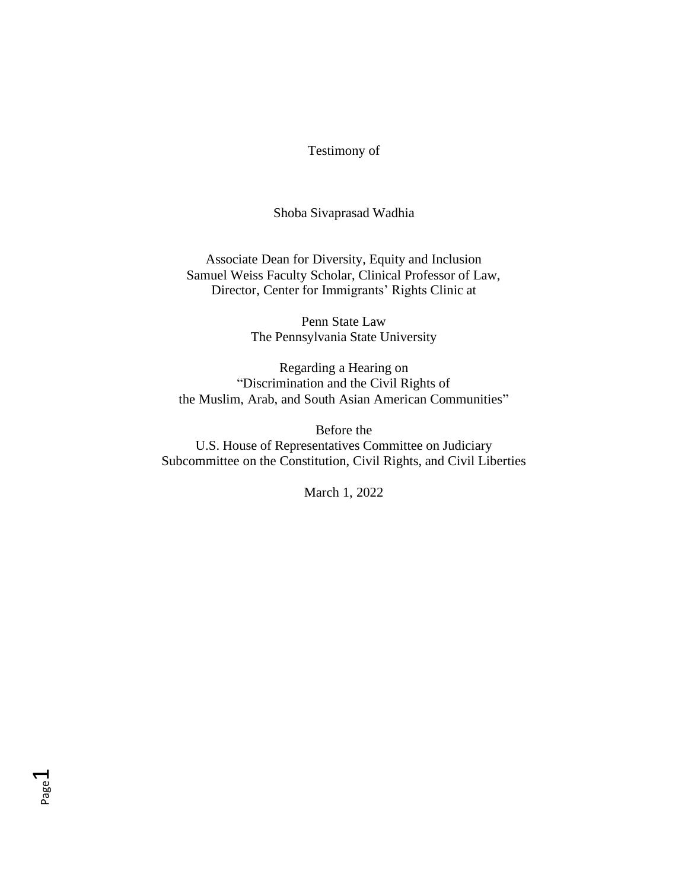Testimony of

Shoba Sivaprasad Wadhia

Associate Dean for Diversity, Equity and Inclusion
Samuel Weiss Faculty Scholar, Clinical Professor of Law,
Director, Center for Immigrants' Rights Clinic at

Penn State Law
The Pennsylvania State University

Regarding a Hearing on
"Discrimination and the Civil Rights of
the Muslim, Arab, and South Asian American Communities"

Before the
U.S. House of Representatives Committee on Judiciary
Subcommittee on the Constitution, Civil Rights, and Civil Liberties

March 1, 2022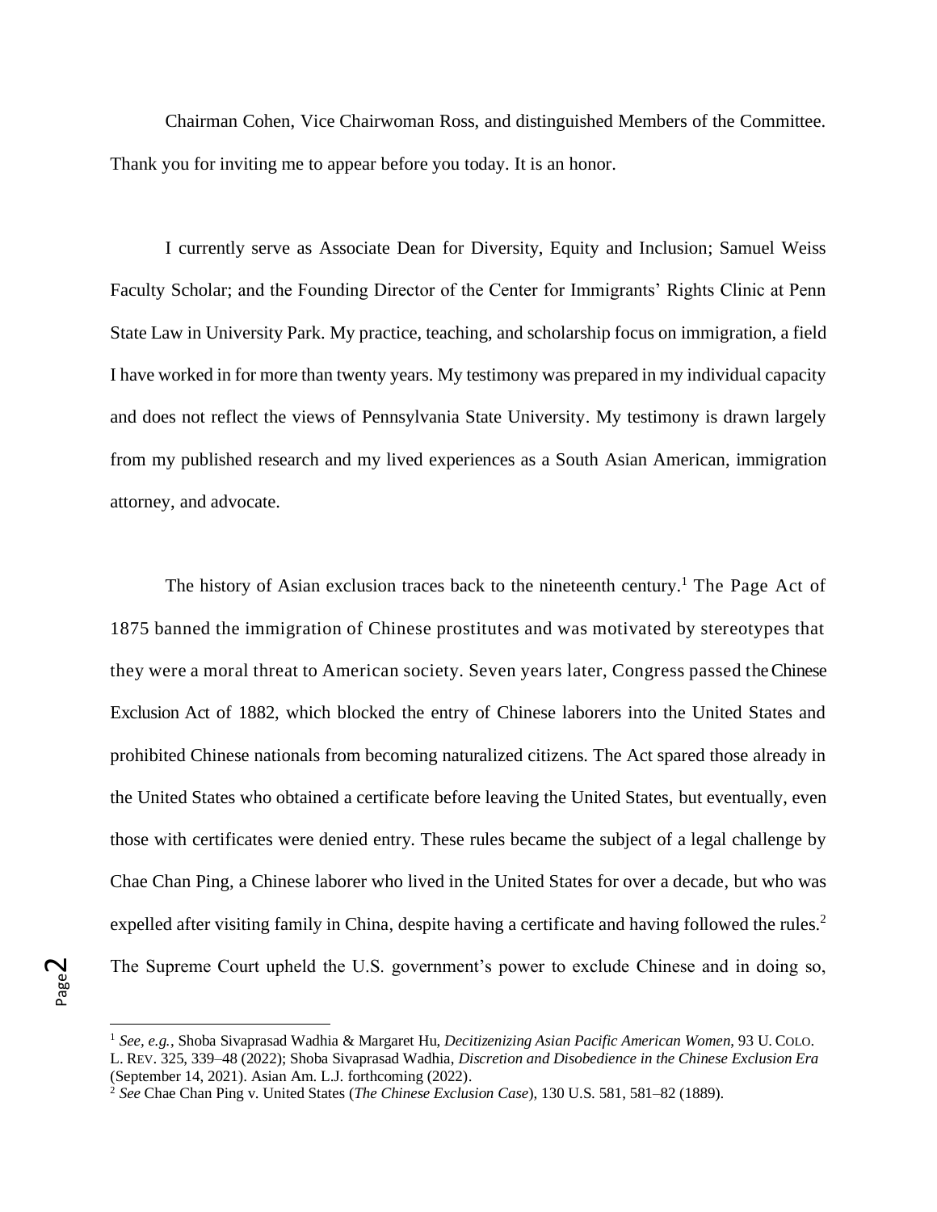Chairman Cohen, Vice Chairwoman Ross, and distinguished Members of the Committee. Thank you for inviting me to appear before you today. It is an honor.

I currently serve as Associate Dean for Diversity, Equity and Inclusion; Samuel Weiss Faculty Scholar; and the Founding Director of the Center for Immigrants' Rights Clinic at Penn State Law in University Park. My practice, teaching, and scholarship focus on immigration, a field I have worked in for more than twenty years. My testimony was prepared in my individual capacity and does not reflect the views of Pennsylvania State University. My testimony is drawn largely from my published research and my lived experiences as a South Asian American, immigration attorney, and advocate.

The history of Asian exclusion traces back to the nineteenth century.[1] The Page Act of 1875 banned the immigration of Chinese prostitutes and was motivated by stereotypes that they were a moral threat to American society. Seven years later, Congress passed the Chinese Exclusion Act of 1882, which blocked the entry of Chinese laborers into the United States and prohibited Chinese nationals from becoming naturalized citizens. The Act spared those already in the United States who obtained a certificate before leaving the United States, but eventually, even those with certificates were denied entry. These rules became the subject of a legal challenge by Chae Chan Ping, a Chinese laborer who lived in the United States for over a decade, but who was expelled after visiting family in China, despite having a certificate and having followed the rules.[2] The Supreme Court upheld the U.S. government's power to exclude Chinese and in doing so,

[1] *See, e.g.*, Shoba Sivaprasad Wadhia & Margaret Hu, *Decitizenizing Asian Pacific American Women*, 93 U. COLO. L. REV. 325, 339–48 (2022); Shoba Sivaprasad Wadhia, *Discretion and Disobedience in the Chinese Exclusion Era* (September 14, 2021). Asian Am. L.J. forthcoming (2022).

[2] *See* Chae Chan Ping v. United States (*The Chinese Exclusion Case*), 130 U.S. 581, 581–82 (1889).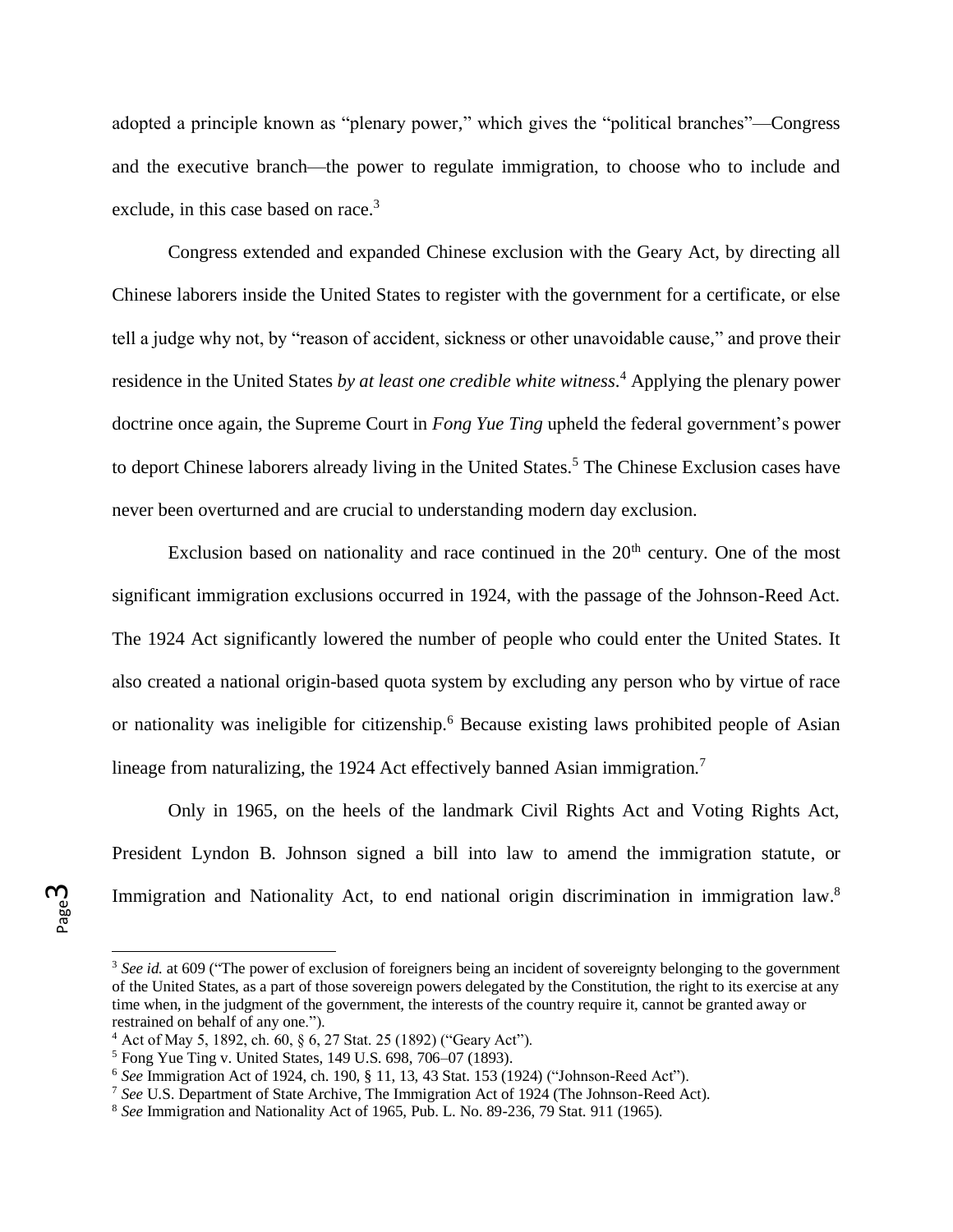adopted a principle known as "plenary power," which gives the "political branches"—Congress and the executive branch—the power to regulate immigration, to choose who to include and exclude, in this case based on race.[3]

Congress extended and expanded Chinese exclusion with the Geary Act, by directing all Chinese laborers inside the United States to register with the government for a certificate, or else tell a judge why not, by "reason of accident, sickness or other unavoidable cause," and prove their residence in the United States *by at least one credible white witness*.[4] Applying the plenary power doctrine once again, the Supreme Court in *Fong Yue Ting* upheld the federal government's power to deport Chinese laborers already living in the United States.[5] The Chinese Exclusion cases have never been overturned and are crucial to understanding modern day exclusion.

Exclusion based on nationality and race continued in the 20th century. One of the most significant immigration exclusions occurred in 1924, with the passage of the Johnson-Reed Act. The 1924 Act significantly lowered the number of people who could enter the United States. It also created a national origin-based quota system by excluding any person who by virtue of race or nationality was ineligible for citizenship.[6] Because existing laws prohibited people of Asian lineage from naturalizing, the 1924 Act effectively banned Asian immigration.[7]

Only in 1965, on the heels of the landmark Civil Rights Act and Voting Rights Act, President Lyndon B. Johnson signed a bill into law to amend the immigration statute, or Immigration and Nationality Act, to end national origin discrimination in immigration law.[8]

---

[3] *See id.* at 609 ("The power of exclusion of foreigners being an incident of sovereignty belonging to the government of the United States, as a part of those sovereign powers delegated by the Constitution, the right to its exercise at any time when, in the judgment of the government, the interests of the country require it, cannot be granted away or restrained on behalf of any one.").

[4] Act of May 5, 1892, ch. 60, § 6, 27 Stat. 25 (1892) ("Geary Act").

[5] Fong Yue Ting v. United States, 149 U.S. 698, 706–07 (1893).

[6] *See* Immigration Act of 1924, ch. 190, § 11, 13, 43 Stat. 153 (1924) ("Johnson-Reed Act").

[7] *See* U.S. Department of State Archive, The Immigration Act of 1924 (The Johnson-Reed Act).

[8] *See* Immigration and Nationality Act of 1965, Pub. L. No. 89-236, 79 Stat. 911 (1965).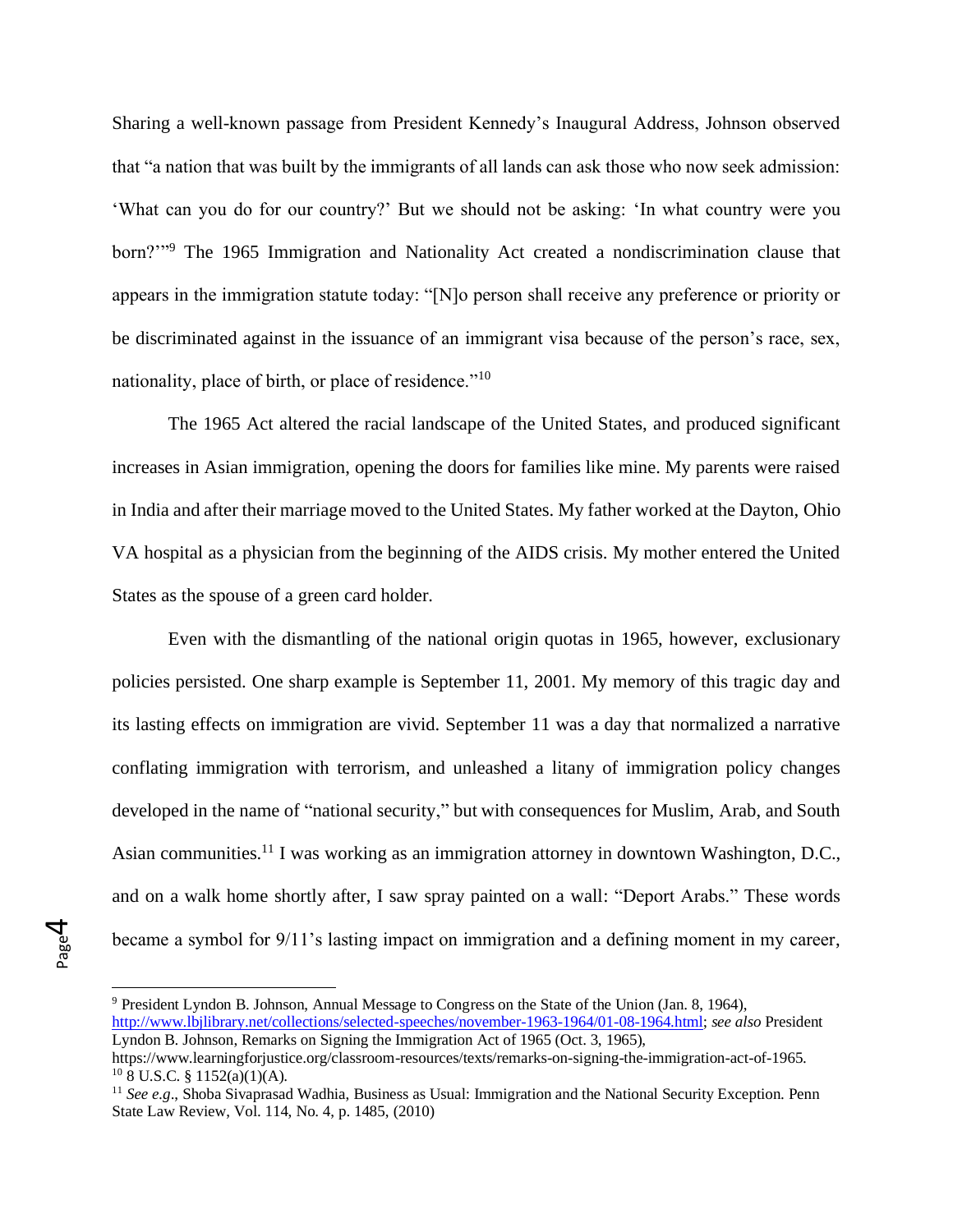Sharing a well-known passage from President Kennedy's Inaugural Address, Johnson observed that "a nation that was built by the immigrants of all lands can ask those who now seek admission: 'What can you do for our country?' But we should not be asking: 'In what country were you born?'"[9] The 1965 Immigration and Nationality Act created a nondiscrimination clause that appears in the immigration statute today: "[N]o person shall receive any preference or priority or be discriminated against in the issuance of an immigrant visa because of the person's race, sex, nationality, place of birth, or place of residence."[10]

The 1965 Act altered the racial landscape of the United States, and produced significant increases in Asian immigration, opening the doors for families like mine. My parents were raised in India and after their marriage moved to the United States. My father worked at the Dayton, Ohio VA hospital as a physician from the beginning of the AIDS crisis. My mother entered the United States as the spouse of a green card holder.

Even with the dismantling of the national origin quotas in 1965, however, exclusionary policies persisted. One sharp example is September 11, 2001. My memory of this tragic day and its lasting effects on immigration are vivid. September 11 was a day that normalized a narrative conflating immigration with terrorism, and unleashed a litany of immigration policy changes developed in the name of "national security," but with consequences for Muslim, Arab, and South Asian communities.[11] I was working as an immigration attorney in downtown Washington, D.C., and on a walk home shortly after, I saw spray painted on a wall: "Deport Arabs." These words became a symbol for 9/11's lasting impact on immigration and a defining moment in my career,

---

[9] President Lyndon B. Johnson, Annual Message to Congress on the State of the Union (Jan. 8, 1964), http://www.lbjlibrary.net/collections/selected-speeches/november-1963-1964/01-08-1964.html; *see also* President Lyndon B. Johnson, Remarks on Signing the Immigration Act of 1965 (Oct. 3, 1965), https://www.learningforjustice.org/classroom-resources/texts/remarks-on-signing-the-immigration-act-of-1965.

[10] 8 U.S.C. § 1152(a)(1)(A).

[11] *See e.g*., Shoba Sivaprasad Wadhia, Business as Usual: Immigration and the National Security Exception. Penn State Law Review, Vol. 114, No. 4, p. 1485, (2010)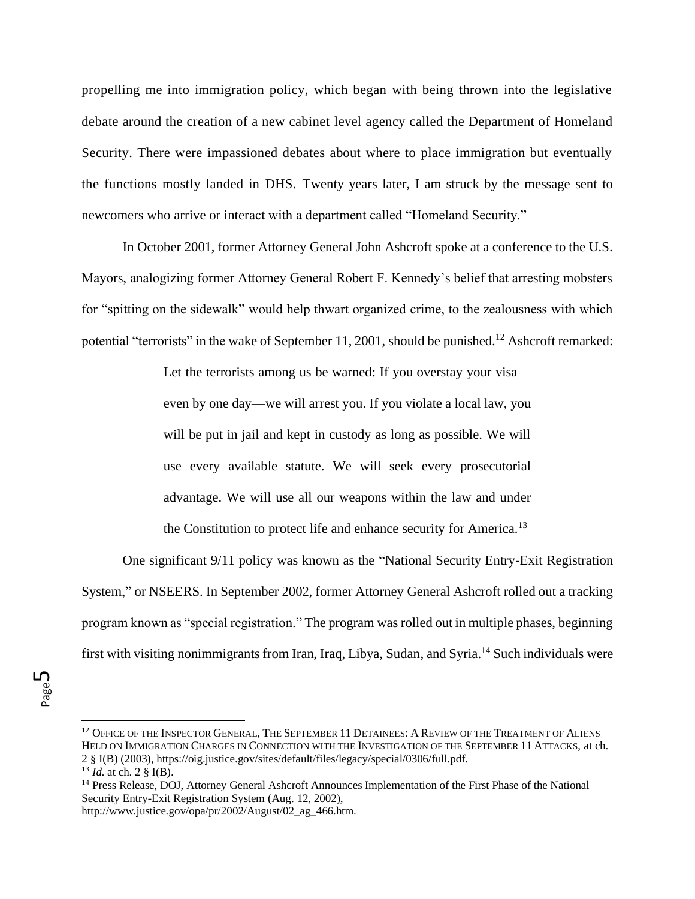propelling me into immigration policy, which began with being thrown into the legislative debate around the creation of a new cabinet level agency called the Department of Homeland Security. There were impassioned debates about where to place immigration but eventually the functions mostly landed in DHS. Twenty years later, I am struck by the message sent to newcomers who arrive or interact with a department called "Homeland Security."

In October 2001, former Attorney General John Ashcroft spoke at a conference to the U.S. Mayors, analogizing former Attorney General Robert F. Kennedy's belief that arresting mobsters for "spitting on the sidewalk" would help thwart organized crime, to the zealousness with which potential "terrorists" in the wake of September 11, 2001, should be punished.[12] Ashcroft remarked:

> Let the terrorists among us be warned: If you overstay your visa—even by one day—we will arrest you. If you violate a local law, you will be put in jail and kept in custody as long as possible. We will use every available statute. We will seek every prosecutorial advantage. We will use all our weapons within the law and under the Constitution to protect life and enhance security for America.[13]

One significant 9/11 policy was known as the "National Security Entry-Exit Registration System," or NSEERS. In September 2002, former Attorney General Ashcroft rolled out a tracking program known as "special registration." The program was rolled out in multiple phases, beginning first with visiting nonimmigrants from Iran, Iraq, Libya, Sudan, and Syria.[14] Such individuals were

---

[12] Office of the Inspector General, The September 11 Detainees: A Review of the Treatment of Aliens Held on Immigration Charges in Connection with the Investigation of the September 11 Attacks, at ch. 2 § I(B) (2003), https://oig.justice.gov/sites/default/files/legacy/special/0306/full.pdf.

[13] *Id.* at ch. 2 § I(B).

[14] Press Release, DOJ, Attorney General Ashcroft Announces Implementation of the First Phase of the National Security Entry-Exit Registration System (Aug. 12, 2002), http://www.justice.gov/opa/pr/2002/August/02_ag_466.htm.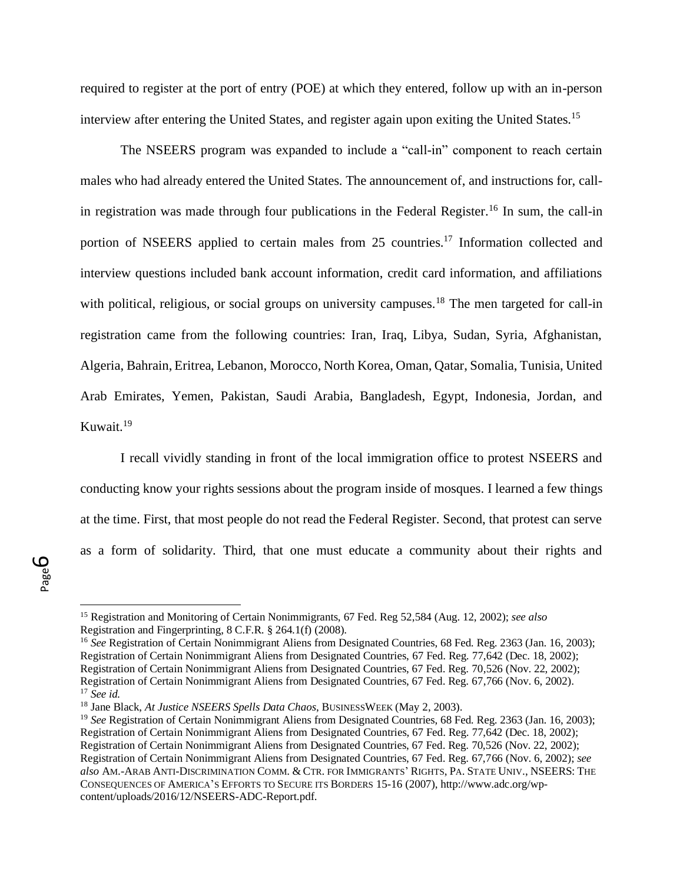required to register at the port of entry (POE) at which they entered, follow up with an in-person interview after entering the United States, and register again upon exiting the United States.[15]

The NSEERS program was expanded to include a "call-in" component to reach certain males who had already entered the United States. The announcement of, and instructions for, call-in registration was made through four publications in the Federal Register.[16] In sum, the call-in portion of NSEERS applied to certain males from 25 countries.[17] Information collected and interview questions included bank account information, credit card information, and affiliations with political, religious, or social groups on university campuses.[18] The men targeted for call-in registration came from the following countries: Iran, Iraq, Libya, Sudan, Syria, Afghanistan, Algeria, Bahrain, Eritrea, Lebanon, Morocco, North Korea, Oman, Qatar, Somalia, Tunisia, United Arab Emirates, Yemen, Pakistan, Saudi Arabia, Bangladesh, Egypt, Indonesia, Jordan, and Kuwait.[19]

I recall vividly standing in front of the local immigration office to protest NSEERS and conducting know your rights sessions about the program inside of mosques. I learned a few things at the time. First, that most people do not read the Federal Register. Second, that protest can serve as a form of solidarity. Third, that one must educate a community about their rights and

---

[15] Registration and Monitoring of Certain Nonimmigrants, 67 Fed. Reg 52,584 (Aug. 12, 2002); *see also* Registration and Fingerprinting, 8 C.F.R. § 264.1(f) (2008).

[16] *See* Registration of Certain Nonimmigrant Aliens from Designated Countries, 68 Fed. Reg. 2363 (Jan. 16, 2003); Registration of Certain Nonimmigrant Aliens from Designated Countries, 67 Fed. Reg. 77,642 (Dec. 18, 2002); Registration of Certain Nonimmigrant Aliens from Designated Countries, 67 Fed. Reg. 70,526 (Nov. 22, 2002); Registration of Certain Nonimmigrant Aliens from Designated Countries, 67 Fed. Reg. 67,766 (Nov. 6, 2002).

[17] *See id.*

[18] Jane Black, *At Justice NSEERS Spells Data Chaos*, BUSINESSWEEK (May 2, 2003).

[19] *See* Registration of Certain Nonimmigrant Aliens from Designated Countries, 68 Fed. Reg. 2363 (Jan. 16, 2003); Registration of Certain Nonimmigrant Aliens from Designated Countries, 67 Fed. Reg. 77,642 (Dec. 18, 2002); Registration of Certain Nonimmigrant Aliens from Designated Countries, 67 Fed. Reg. 70,526 (Nov. 22, 2002); Registration of Certain Nonimmigrant Aliens from Designated Countries, 67 Fed. Reg. 67,766 (Nov. 6, 2002); *see also* AM.-ARAB ANTI-DISCRIMINATION COMM. & CTR. FOR IMMIGRANTS' RIGHTS, PA. STATE UNIV., NSEERS: THE CONSEQUENCES OF AMERICA'S EFFORTS TO SECURE ITS BORDERS 15-16 (2007), http://www.adc.org/wp-content/uploads/2016/12/NSEERS-ADC-Report.pdf.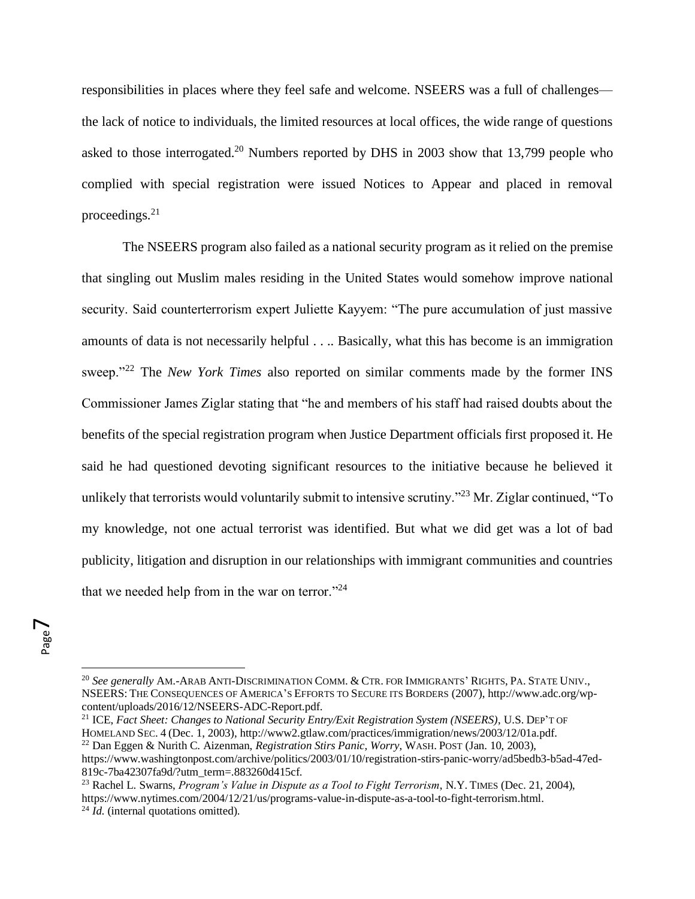responsibilities in places where they feel safe and welcome. NSEERS was a full of challenges—the lack of notice to individuals, the limited resources at local offices, the wide range of questions asked to those interrogated.[20] Numbers reported by DHS in 2003 show that 13,799 people who complied with special registration were issued Notices to Appear and placed in removal proceedings.[21]

The NSEERS program also failed as a national security program as it relied on the premise that singling out Muslim males residing in the United States would somehow improve national security. Said counterterrorism expert Juliette Kayyem: "The pure accumulation of just massive amounts of data is not necessarily helpful . . .. Basically, what this has become is an immigration sweep."[22] The *New York Times* also reported on similar comments made by the former INS Commissioner James Ziglar stating that "he and members of his staff had raised doubts about the benefits of the special registration program when Justice Department officials first proposed it. He said he had questioned devoting significant resources to the initiative because he believed it unlikely that terrorists would voluntarily submit to intensive scrutiny."[23] Mr. Ziglar continued, "To my knowledge, not one actual terrorist was identified. But what we did get was a lot of bad publicity, litigation and disruption in our relationships with immigrant communities and countries that we needed help from in the war on terror."[24]

---

[20] *See generally* AM.-ARAB ANTI-DISCRIMINATION COMM. & CTR. FOR IMMIGRANTS' RIGHTS, PA. STATE UNIV., NSEERS: THE CONSEQUENCES OF AMERICA'S EFFORTS TO SECURE ITS BORDERS (2007), http://www.adc.org/wp-content/uploads/2016/12/NSEERS-ADC-Report.pdf.

[21] ICE, *Fact Sheet: Changes to National Security Entry/Exit Registration System (NSEERS)*, U.S. DEP'T OF HOMELAND SEC. 4 (Dec. 1, 2003), http://www2.gtlaw.com/practices/immigration/news/2003/12/01a.pdf.

[22] Dan Eggen & Nurith C. Aizenman, *Registration Stirs Panic, Worry*, WASH. POST (Jan. 10, 2003), https://www.washingtonpost.com/archive/politics/2003/01/10/registration-stirs-panic-worry/ad5bedb3-b5ad-47ed-819c-7ba42307fa9d/?utm_term=.883260d415cf.

[23] Rachel L. Swarns, *Program's Value in Dispute as a Tool to Fight Terrorism*, N.Y. TIMES (Dec. 21, 2004), https://www.nytimes.com/2004/12/21/us/programs-value-in-dispute-as-a-tool-to-fight-terrorism.html.

[24] *Id.* (internal quotations omitted).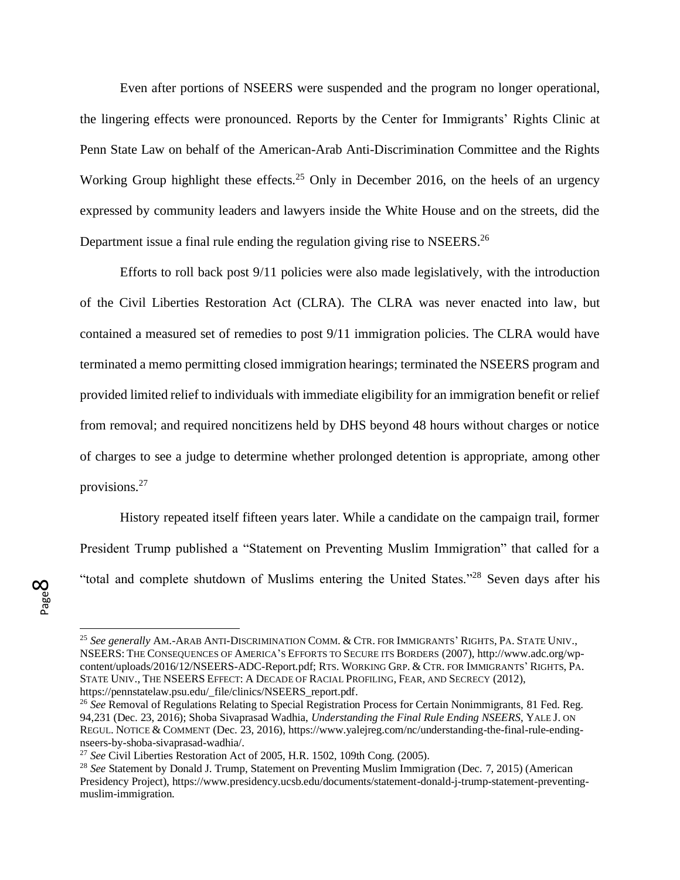Even after portions of NSEERS were suspended and the program no longer operational, the lingering effects were pronounced. Reports by the Center for Immigrants' Rights Clinic at Penn State Law on behalf of the American-Arab Anti-Discrimination Committee and the Rights Working Group highlight these effects.[25] Only in December 2016, on the heels of an urgency expressed by community leaders and lawyers inside the White House and on the streets, did the Department issue a final rule ending the regulation giving rise to NSEERS.[26]

Efforts to roll back post 9/11 policies were also made legislatively, with the introduction of the Civil Liberties Restoration Act (CLRA). The CLRA was never enacted into law, but contained a measured set of remedies to post 9/11 immigration policies. The CLRA would have terminated a memo permitting closed immigration hearings; terminated the NSEERS program and provided limited relief to individuals with immediate eligibility for an immigration benefit or relief from removal; and required noncitizens held by DHS beyond 48 hours without charges or notice of charges to see a judge to determine whether prolonged detention is appropriate, among other provisions.[27]

History repeated itself fifteen years later. While a candidate on the campaign trail, former President Trump published a "Statement on Preventing Muslim Immigration" that called for a "total and complete shutdown of Muslims entering the United States."[28] Seven days after his

---

[25] *See generally* AM.-ARAB ANTI-DISCRIMINATION COMM. & CTR. FOR IMMIGRANTS' RIGHTS, PA. STATE UNIV., NSEERS: THE CONSEQUENCES OF AMERICA'S EFFORTS TO SECURE ITS BORDERS (2007), http://www.adc.org/wp-content/uploads/2016/12/NSEERS-ADC-Report.pdf; RTS. WORKING GRP. & CTR. FOR IMMIGRANTS' RIGHTS, PA. STATE UNIV., THE NSEERS EFFECT: A DECADE OF RACIAL PROFILING, FEAR, AND SECRECY (2012), https://pennstatelaw.psu.edu/_file/clinics/NSEERS_report.pdf.

[26] *See* Removal of Regulations Relating to Special Registration Process for Certain Nonimmigrants, 81 Fed. Reg. 94,231 (Dec. 23, 2016); Shoba Sivaprasad Wadhia, *Understanding the Final Rule Ending NSEERS*, YALE J. ON REGUL. NOTICE & COMMENT (Dec. 23, 2016), https://www.yalejreg.com/nc/understanding-the-final-rule-ending-nseers-by-shoba-sivaprasad-wadhia/.

[27] *See* Civil Liberties Restoration Act of 2005, H.R. 1502, 109th Cong. (2005).

[28] *See* Statement by Donald J. Trump, Statement on Preventing Muslim Immigration (Dec. 7, 2015) (American Presidency Project), https://www.presidency.ucsb.edu/documents/statement-donald-j-trump-statement-preventing-muslim-immigration.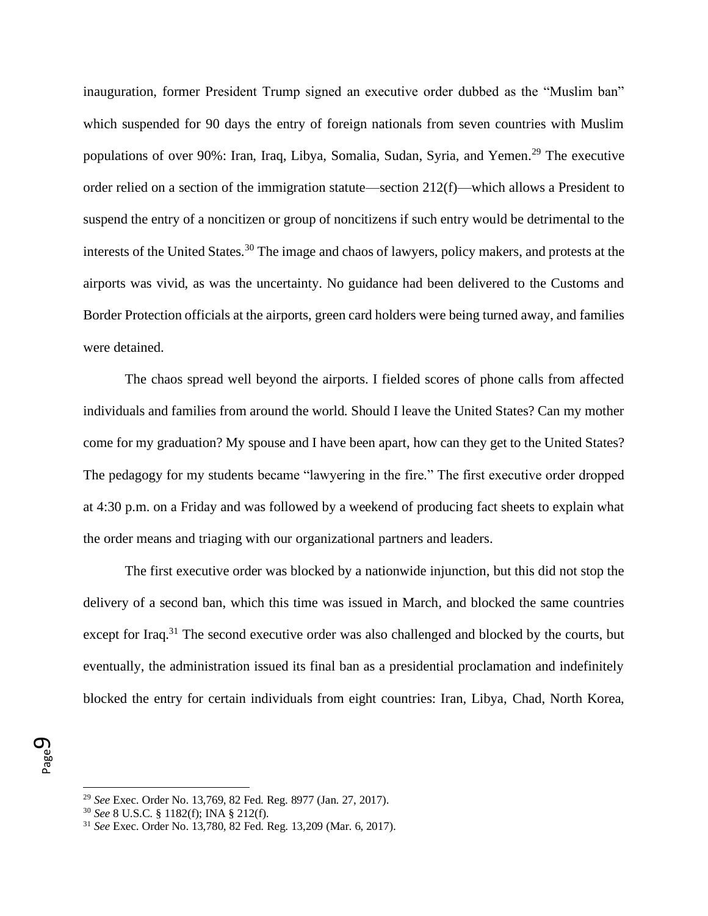inauguration, former President Trump signed an executive order dubbed as the "Muslim ban" which suspended for 90 days the entry of foreign nationals from seven countries with Muslim populations of over 90%: Iran, Iraq, Libya, Somalia, Sudan, Syria, and Yemen.[29] The executive order relied on a section of the immigration statute—section 212(f)—which allows a President to suspend the entry of a noncitizen or group of noncitizens if such entry would be detrimental to the interests of the United States.[30] The image and chaos of lawyers, policy makers, and protests at the airports was vivid, as was the uncertainty. No guidance had been delivered to the Customs and Border Protection officials at the airports, green card holders were being turned away, and families were detained.

The chaos spread well beyond the airports. I fielded scores of phone calls from affected individuals and families from around the world. Should I leave the United States? Can my mother come for my graduation? My spouse and I have been apart, how can they get to the United States? The pedagogy for my students became "lawyering in the fire." The first executive order dropped at 4:30 p.m. on a Friday and was followed by a weekend of producing fact sheets to explain what the order means and triaging with our organizational partners and leaders.

The first executive order was blocked by a nationwide injunction, but this did not stop the delivery of a second ban, which this time was issued in March, and blocked the same countries except for Iraq.[31] The second executive order was also challenged and blocked by the courts, but eventually, the administration issued its final ban as a presidential proclamation and indefinitely blocked the entry for certain individuals from eight countries: Iran, Libya, Chad, North Korea,

---

[29] *See* Exec. Order No. 13,769, 82 Fed. Reg. 8977 (Jan. 27, 2017).

[30] *See* 8 U.S.C. § 1182(f); INA § 212(f).

[31] *See* Exec. Order No. 13,780, 82 Fed. Reg. 13,209 (Mar. 6, 2017).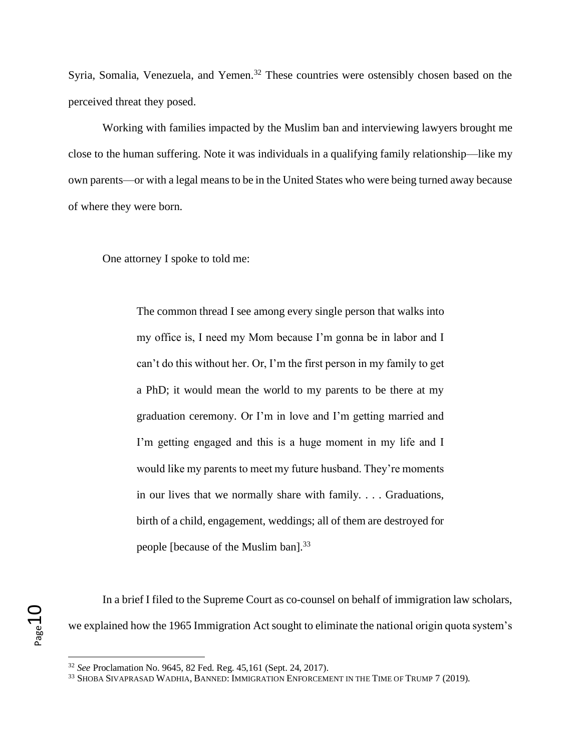Syria, Somalia, Venezuela, and Yemen.[32] These countries were ostensibly chosen based on the perceived threat they posed.

Working with families impacted by the Muslim ban and interviewing lawyers brought me close to the human suffering. Note it was individuals in a qualifying family relationship—like my own parents—or with a legal means to be in the United States who were being turned away because of where they were born.

One attorney I spoke to told me:

> The common thread I see among every single person that walks into my office is, I need my Mom because I'm gonna be in labor and I can't do this without her. Or, I'm the first person in my family to get a PhD; it would mean the world to my parents to be there at my graduation ceremony. Or I'm in love and I'm getting married and I'm getting engaged and this is a huge moment in my life and I would like my parents to meet my future husband. They're moments in our lives that we normally share with family. . . . Graduations, birth of a child, engagement, weddings; all of them are destroyed for people [because of the Muslim ban].[33]

In a brief I filed to the Supreme Court as co-counsel on behalf of immigration law scholars, we explained how the 1965 Immigration Act sought to eliminate the national origin quota system's

---

[32] *See* Proclamation No. 9645, 82 Fed. Reg. 45,161 (Sept. 24, 2017).

[33] SHOBA SIVAPRASAD WADHIA, BANNED: IMMIGRATION ENFORCEMENT IN THE TIME OF TRUMP 7 (2019).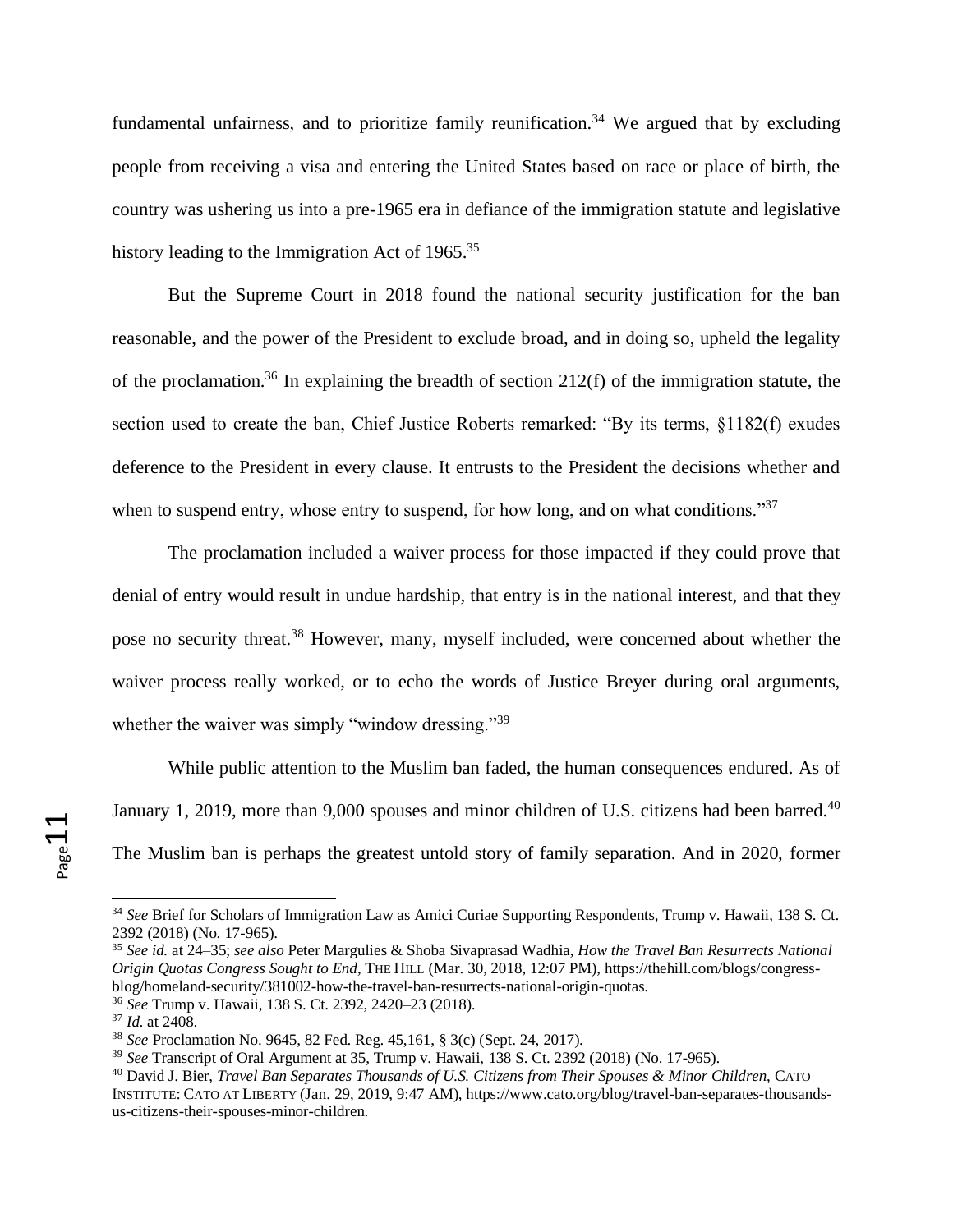fundamental unfairness, and to prioritize family reunification.[34] We argued that by excluding people from receiving a visa and entering the United States based on race or place of birth, the country was ushering us into a pre-1965 era in defiance of the immigration statute and legislative history leading to the Immigration Act of 1965.[35]

But the Supreme Court in 2018 found the national security justification for the ban reasonable, and the power of the President to exclude broad, and in doing so, upheld the legality of the proclamation.[36] In explaining the breadth of section 212(f) of the immigration statute, the section used to create the ban, Chief Justice Roberts remarked: "By its terms, §1182(f) exudes deference to the President in every clause. It entrusts to the President the decisions whether and when to suspend entry, whose entry to suspend, for how long, and on what conditions."[37]

The proclamation included a waiver process for those impacted if they could prove that denial of entry would result in undue hardship, that entry is in the national interest, and that they pose no security threat.[38] However, many, myself included, were concerned about whether the waiver process really worked, or to echo the words of Justice Breyer during oral arguments, whether the waiver was simply "window dressing."[39]

While public attention to the Muslim ban faded, the human consequences endured. As of January 1, 2019, more than 9,000 spouses and minor children of U.S. citizens had been barred.[40] The Muslim ban is perhaps the greatest untold story of family separation. And in 2020, former

---

[34] *See* Brief for Scholars of Immigration Law as Amici Curiae Supporting Respondents, Trump v. Hawaii, 138 S. Ct. 2392 (2018) (No. 17-965).

[35] *See id.* at 24–35; *see also* Peter Margulies & Shoba Sivaprasad Wadhia, *How the Travel Ban Resurrects National Origin Quotas Congress Sought to End*, THE HILL (Mar. 30, 2018, 12:07 PM), https://thehill.com/blogs/congress-blog/homeland-security/381002-how-the-travel-ban-resurrects-national-origin-quotas.

[36] *See* Trump v. Hawaii, 138 S. Ct. 2392, 2420–23 (2018).

[37] *Id.* at 2408.

[38] *See* Proclamation No. 9645, 82 Fed. Reg. 45,161, § 3(c) (Sept. 24, 2017).

[39] *See* Transcript of Oral Argument at 35, Trump v. Hawaii, 138 S. Ct. 2392 (2018) (No. 17-965).

[40] David J. Bier, *Travel Ban Separates Thousands of U.S. Citizens from Their Spouses & Minor Children*, CATO INSTITUTE: CATO AT LIBERTY (Jan. 29, 2019, 9:47 AM), https://www.cato.org/blog/travel-ban-separates-thousands-us-citizens-their-spouses-minor-children.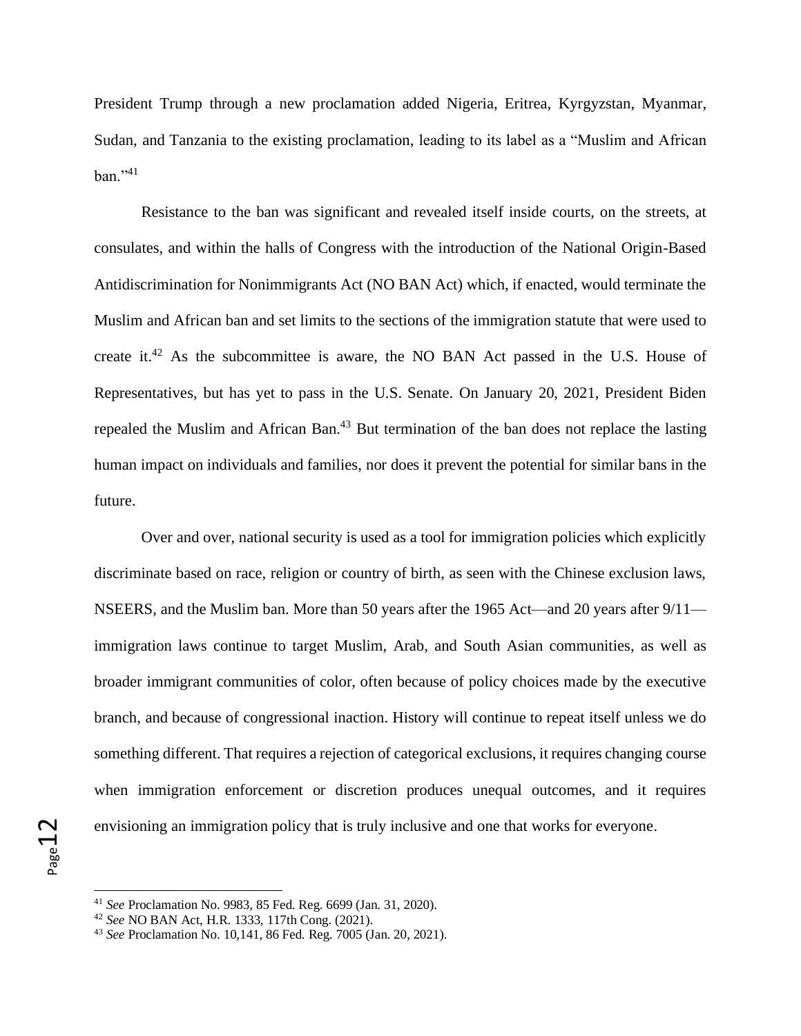President Trump through a new proclamation added Nigeria, Eritrea, Kyrgyzstan, Myanmar, Sudan, and Tanzania to the existing proclamation, leading to its label as a "Muslim and African ban."[41]

Resistance to the ban was significant and revealed itself inside courts, on the streets, at consulates, and within the halls of Congress with the introduction of the National Origin-Based Antidiscrimination for Nonimmigrants Act (NO BAN Act) which, if enacted, would terminate the Muslim and African ban and set limits to the sections of the immigration statute that were used to create it.[42] As the subcommittee is aware, the NO BAN Act passed in the U.S. House of Representatives, but has yet to pass in the U.S. Senate. On January 20, 2021, President Biden repealed the Muslim and African Ban.[43] But termination of the ban does not replace the lasting human impact on individuals and families, nor does it prevent the potential for similar bans in the future.

Over and over, national security is used as a tool for immigration policies which explicitly discriminate based on race, religion or country of birth, as seen with the Chinese exclusion laws, NSEERS, and the Muslim ban. More than 50 years after the 1965 Act—and 20 years after 9/11—immigration laws continue to target Muslim, Arab, and South Asian communities, as well as broader immigrant communities of color, often because of policy choices made by the executive branch, and because of congressional inaction. History will continue to repeat itself unless we do something different. That requires a rejection of categorical exclusions, it requires changing course when immigration enforcement or discretion produces unequal outcomes, and it requires envisioning an immigration policy that is truly inclusive and one that works for everyone.

---

[41] *See* Proclamation No. 9983, 85 Fed. Reg. 6699 (Jan. 31, 2020).

[42] *See* NO BAN Act, H.R. 1333, 117th Cong. (2021).

[43] *See* Proclamation No. 10,141, 86 Fed. Reg. 7005 (Jan. 20, 2021).